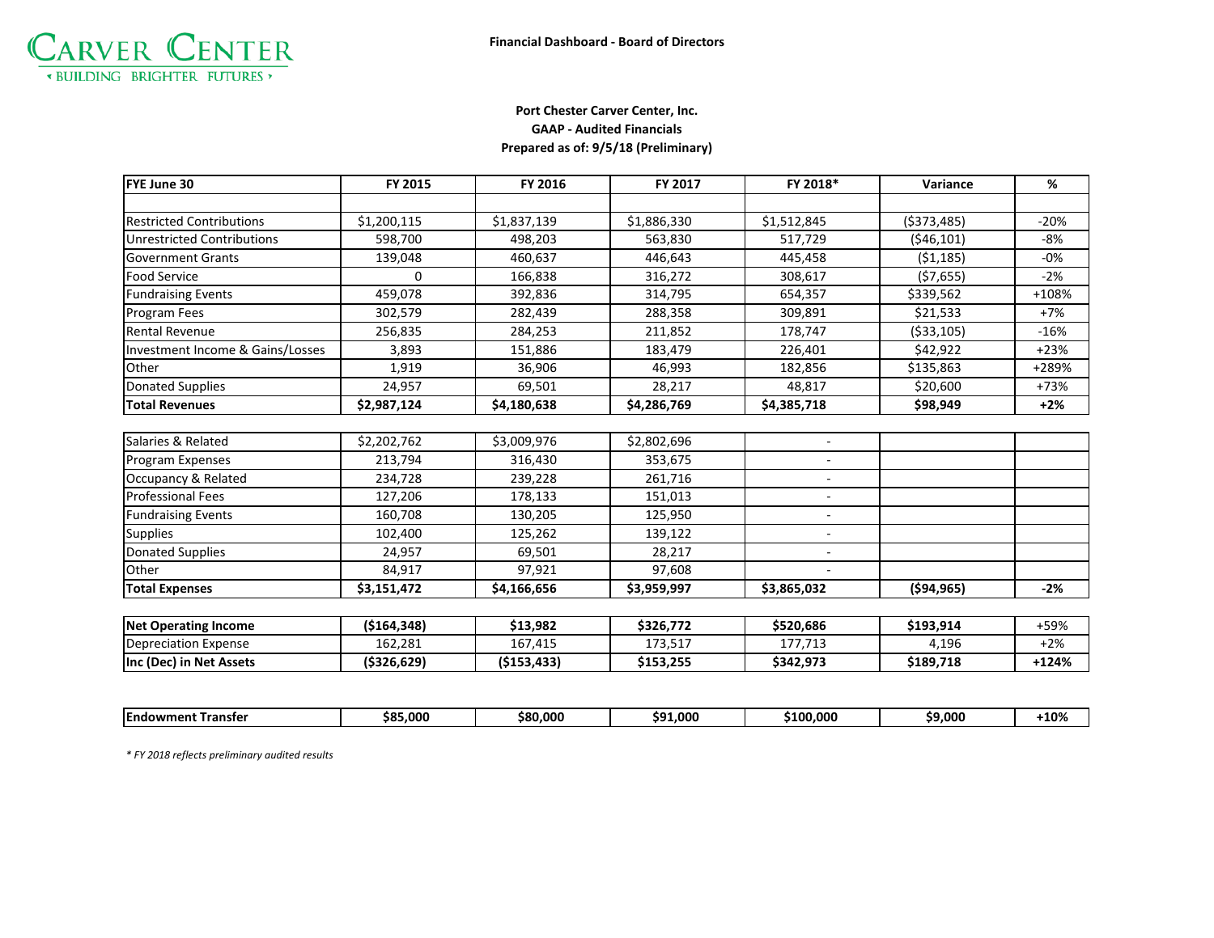CARVER CENTER
‹ BUILDING BRIGHTER FUTURES ›

**Financial Dashboard - Board of Directors**

**Port Chester Carver Center, Inc.**
**GAAP - Audited Financials**
**Prepared as of: 9/5/18 (Preliminary)**

| FYE June 30 | FY 2015 | FY 2016 | FY 2017 | FY 2018* | Variance | % |
|---|---|---|---|---|---|---|
| | | | | | | |
| Restricted Contributions | $1,200,115 | $1,837,139 | $1,886,330 | $1,512,845 | ($373,485) | -20% |
| Unrestricted Contributions | 598,700 | 498,203 | 563,830 | 517,729 | ($46,101) | -8% |
| Government Grants | 139,048 | 460,637 | 446,643 | 445,458 | ($1,185) | -0% |
| Food Service | 0 | 166,838 | 316,272 | 308,617 | ($7,655) | -2% |
| Fundraising Events | 459,078 | 392,836 | 314,795 | 654,357 | $339,562 | +108% |
| Program Fees | 302,579 | 282,439 | 288,358 | 309,891 | $21,533 | +7% |
| Rental Revenue | 256,835 | 284,253 | 211,852 | 178,747 | ($33,105) | -16% |
| Investment Income & Gains/Losses | 3,893 | 151,886 | 183,479 | 226,401 | $42,922 | +23% |
| Other | 1,919 | 36,906 | 46,993 | 182,856 | $135,863 | +289% |
| Donated Supplies | 24,957 | 69,501 | 28,217 | 48,817 | $20,600 | +73% |
| **Total Revenues** | **$2,987,124** | **$4,180,638** | **$4,286,769** | **$4,385,718** | **$98,949** | **+2%** |
| | | | | | | |
| Salaries & Related | $2,202,762 | $3,009,976 | $2,802,696 | - | | |
| Program Expenses | 213,794 | 316,430 | 353,675 | - | | |
| Occupancy & Related | 234,728 | 239,228 | 261,716 | - | | |
| Professional Fees | 127,206 | 178,133 | 151,013 | - | | |
| Fundraising Events | 160,708 | 130,205 | 125,950 | - | | |
| Supplies | 102,400 | 125,262 | 139,122 | - | | |
| Donated Supplies | 24,957 | 69,501 | 28,217 | - | | |
| Other | 84,917 | 97,921 | 97,608 | - | | |
| **Total Expenses** | **$3,151,472** | **$4,166,656** | **$3,959,997** | **$3,865,032** | **($94,965)** | **-2%** |
| | | | | | | |
| **Net Operating Income** | **($164,348)** | **$13,982** | **$326,772** | **$520,686** | **$193,914** | +59% |
| Depreciation Expense | 162,281 | 167,415 | 173,517 | 177,713 | 4,196 | +2% |
| **Inc (Dec) in Net Assets** | **($326,629)** | **($153,433)** | **$153,255** | **$342,973** | **$189,718** | **+124%** |
| | | | | | | |
| **Endowment Transfer** | **$85,000** | **$80,000** | **$91,000** | **$100,000** | **$9,000** | **+10%** |

*\* FY 2018 reflects preliminary audited results*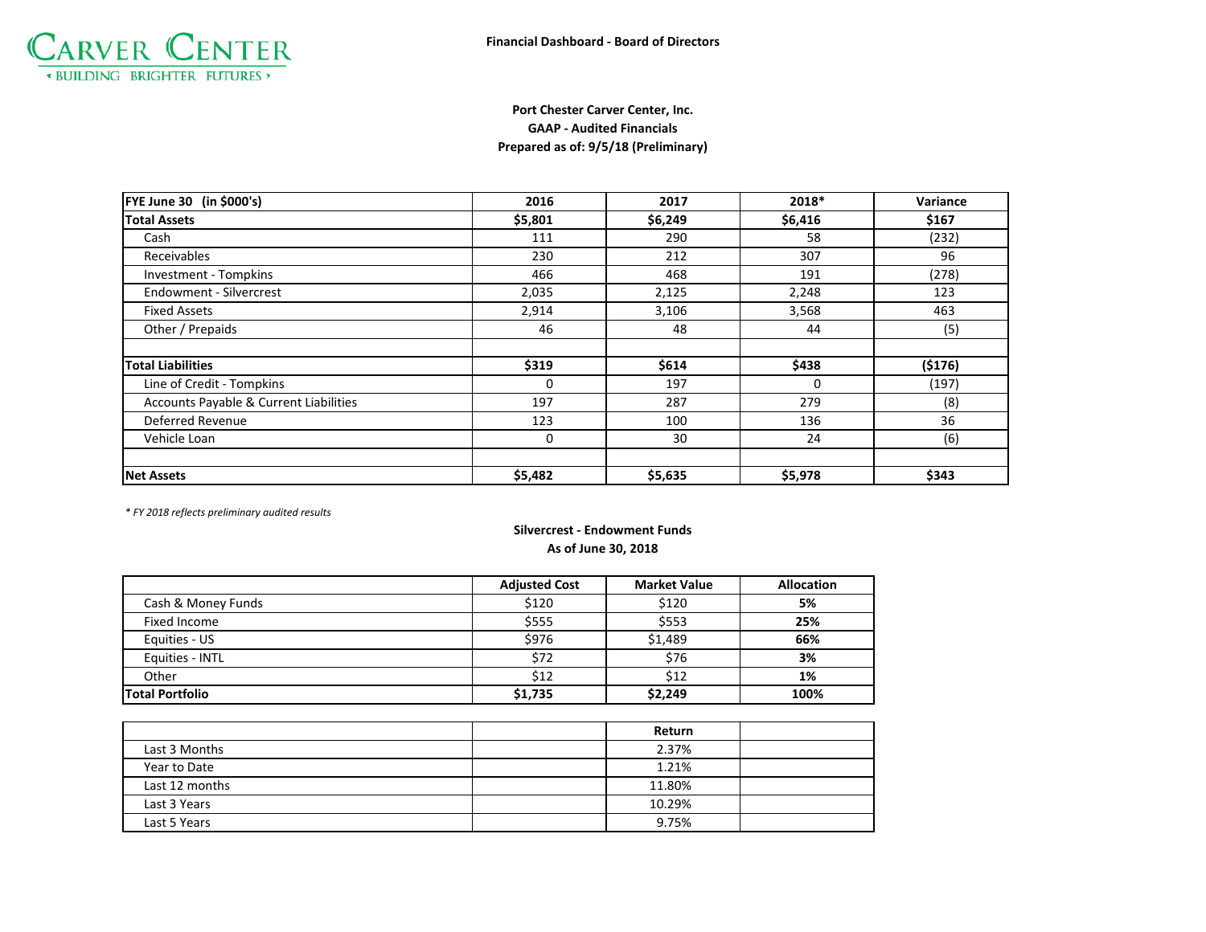CARVER CENTER
‹ BUILDING BRIGHTER FUTURES ›

**Financial Dashboard - Board of Directors**

**Port Chester Carver Center, Inc.**
**GAAP - Audited Financials**
**Prepared as of: 9/5/18 (Preliminary)**

| FYE June 30 (in $000's) | 2016 | 2017 | 2018* | Variance |
|---|---|---|---|---|
| **Total Assets** | **$5,801** | **$6,249** | **$6,416** | **$167** |
| Cash | 111 | 290 | 58 | (232) |
| Receivables | 230 | 212 | 307 | 96 |
| Investment - Tompkins | 466 | 468 | 191 | (278) |
| Endowment - Silvercrest | 2,035 | 2,125 | 2,248 | 123 |
| Fixed Assets | 2,914 | 3,106 | 3,568 | 463 |
| Other / Prepaids | 46 | 48 | 44 | (5) |
| | | | | |
| **Total Liabilities** | **$319** | **$614** | **$438** | **($176)** |
| Line of Credit - Tompkins | 0 | 197 | 0 | (197) |
| Accounts Payable & Current Liabilities | 197 | 287 | 279 | (8) |
| Deferred Revenue | 123 | 100 | 136 | 36 |
| Vehicle Loan | 0 | 30 | 24 | (6) |
| | | | | |
| **Net Assets** | **$5,482** | **$5,635** | **$5,978** | **$343** |

*\* FY 2018 reflects preliminary audited results*

**Silvercrest - Endowment Funds**
**As of June 30, 2018**

| | Adjusted Cost | Market Value | Allocation |
|---|---|---|---|
| Cash & Money Funds | $120 | $120 | **5%** |
| Fixed Income | $555 | $553 | **25%** |
| Equities - US | $976 | $1,489 | **66%** |
| Equities - INTL | $72 | $76 | **3%** |
| Other | $12 | $12 | **1%** |
| **Total Portfolio** | **$1,735** | **$2,249** | **100%** |

| | | Return | |
|---|---|---|---|
| Last 3 Months | | 2.37% | |
| Year to Date | | 1.21% | |
| Last 12 months | | 11.80% | |
| Last 3 Years | | 10.29% | |
| Last 5 Years | | 9.75% | |